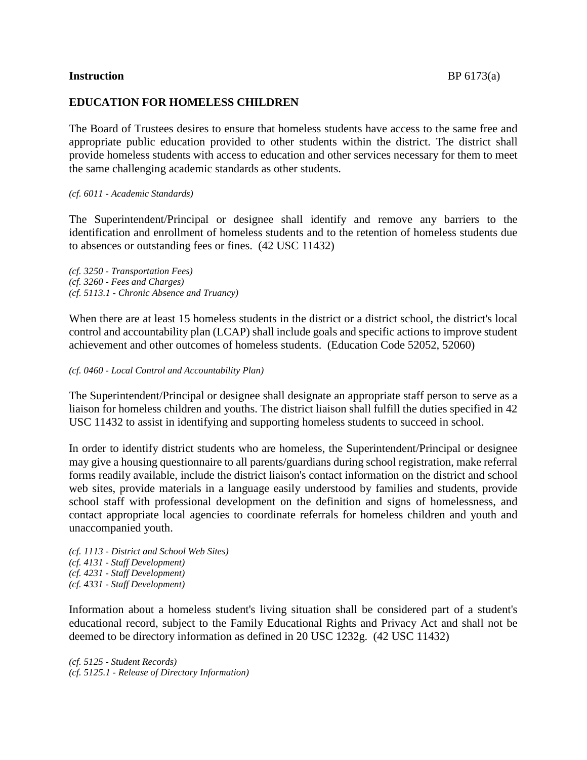**Instruction** BP 6173(a)

## EDUCATION FOR HOMELESS CHILDREN

The Board of Trustees desires to ensure that homeless students have access to the same free and appropriate public education provided to other students within the district. The district shall provide homeless students with access to education and other services necessary for them to meet the same challenging academic standards as other students.

*(cf. 6011 - Academic Standards)*

The Superintendent/Principal or designee shall identify and remove any barriers to the identification and enrollment of homeless students and to the retention of homeless students due to absences or outstanding fees or fines. (42 USC 11432)

*(cf. 3250 - Transportation Fees)*
*(cf. 3260 - Fees and Charges)*
*(cf. 5113.1 - Chronic Absence and Truancy)*

When there are at least 15 homeless students in the district or a district school, the district's local control and accountability plan (LCAP) shall include goals and specific actions to improve student achievement and other outcomes of homeless students. (Education Code 52052, 52060)

*(cf. 0460 - Local Control and Accountability Plan)*

The Superintendent/Principal or designee shall designate an appropriate staff person to serve as a liaison for homeless children and youths. The district liaison shall fulfill the duties specified in 42 USC 11432 to assist in identifying and supporting homeless students to succeed in school.

In order to identify district students who are homeless, the Superintendent/Principal or designee may give a housing questionnaire to all parents/guardians during school registration, make referral forms readily available, include the district liaison's contact information on the district and school web sites, provide materials in a language easily understood by families and students, provide school staff with professional development on the definition and signs of homelessness, and contact appropriate local agencies to coordinate referrals for homeless children and youth and unaccompanied youth.

*(cf. 1113 - District and School Web Sites)*
*(cf. 4131 - Staff Development)*
*(cf. 4231 - Staff Development)*
*(cf. 4331 - Staff Development)*

Information about a homeless student's living situation shall be considered part of a student's educational record, subject to the Family Educational Rights and Privacy Act and shall not be deemed to be directory information as defined in 20 USC 1232g. (42 USC 11432)

*(cf. 5125 - Student Records)*
*(cf. 5125.1 - Release of Directory Information)*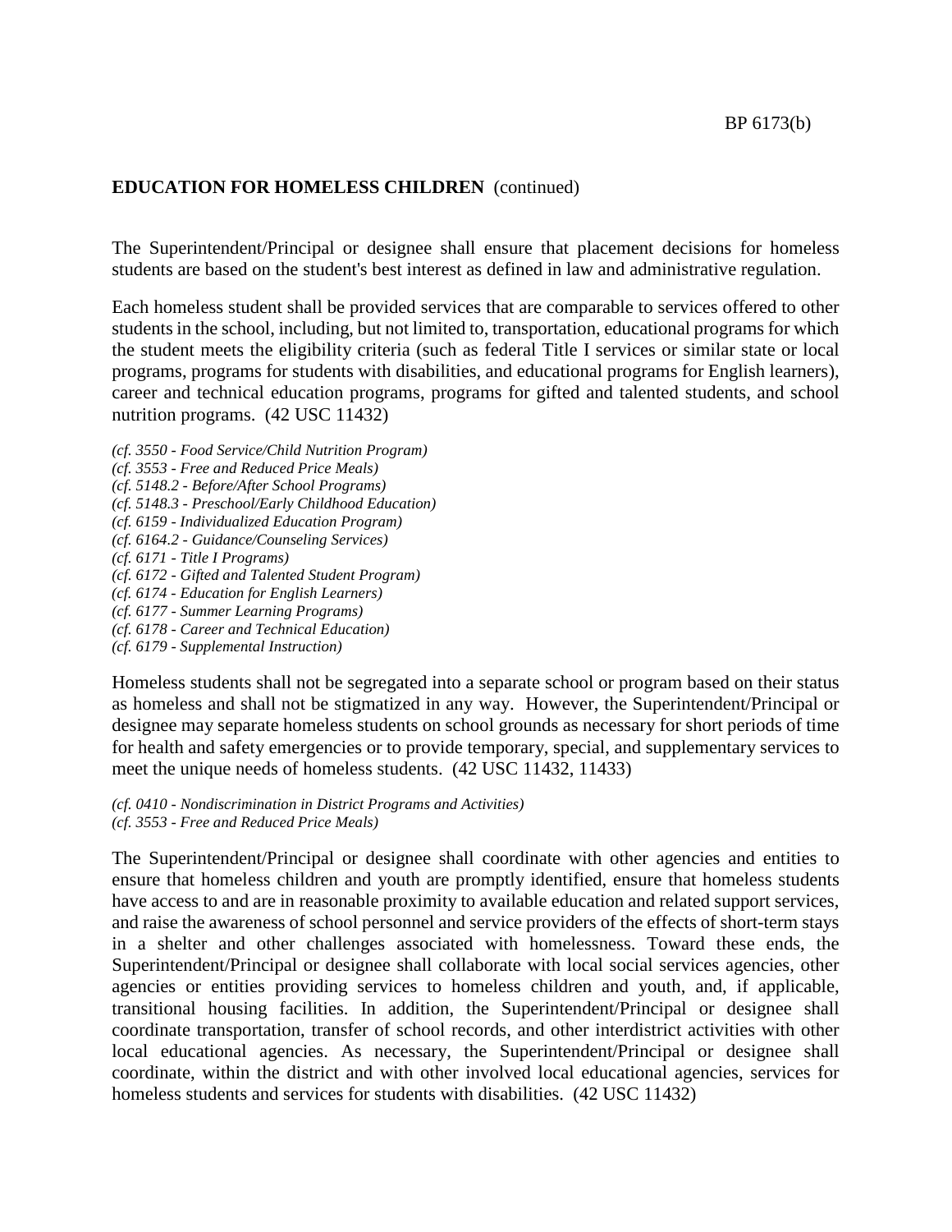**EDUCATION FOR HOMELESS CHILDREN** (continued)

The Superintendent/Principal or designee shall ensure that placement decisions for homeless students are based on the student's best interest as defined in law and administrative regulation.

Each homeless student shall be provided services that are comparable to services offered to other students in the school, including, but not limited to, transportation, educational programs for which the student meets the eligibility criteria (such as federal Title I services or similar state or local programs, programs for students with disabilities, and educational programs for English learners), career and technical education programs, programs for gifted and talented students, and school nutrition programs. (42 USC 11432)

*(cf. 3550 - Food Service/Child Nutrition Program)*
*(cf. 3553 - Free and Reduced Price Meals)*
*(cf. 5148.2 - Before/After School Programs)*
*(cf. 5148.3 - Preschool/Early Childhood Education)*
*(cf. 6159 - Individualized Education Program)*
*(cf. 6164.2 - Guidance/Counseling Services)*
*(cf. 6171 - Title I Programs)*
*(cf. 6172 - Gifted and Talented Student Program)*
*(cf. 6174 - Education for English Learners)*
*(cf. 6177 - Summer Learning Programs)*
*(cf. 6178 - Career and Technical Education)*
*(cf. 6179 - Supplemental Instruction)*

Homeless students shall not be segregated into a separate school or program based on their status as homeless and shall not be stigmatized in any way. However, the Superintendent/Principal or designee may separate homeless students on school grounds as necessary for short periods of time for health and safety emergencies or to provide temporary, special, and supplementary services to meet the unique needs of homeless students. (42 USC 11432, 11433)

*(cf. 0410 - Nondiscrimination in District Programs and Activities)*
*(cf. 3553 - Free and Reduced Price Meals)*

The Superintendent/Principal or designee shall coordinate with other agencies and entities to ensure that homeless children and youth are promptly identified, ensure that homeless students have access to and are in reasonable proximity to available education and related support services, and raise the awareness of school personnel and service providers of the effects of short-term stays in a shelter and other challenges associated with homelessness. Toward these ends, the Superintendent/Principal or designee shall collaborate with local social services agencies, other agencies or entities providing services to homeless children and youth, and, if applicable, transitional housing facilities. In addition, the Superintendent/Principal or designee shall coordinate transportation, transfer of school records, and other interdistrict activities with other local educational agencies. As necessary, the Superintendent/Principal or designee shall coordinate, within the district and with other involved local educational agencies, services for homeless students and services for students with disabilities. (42 USC 11432)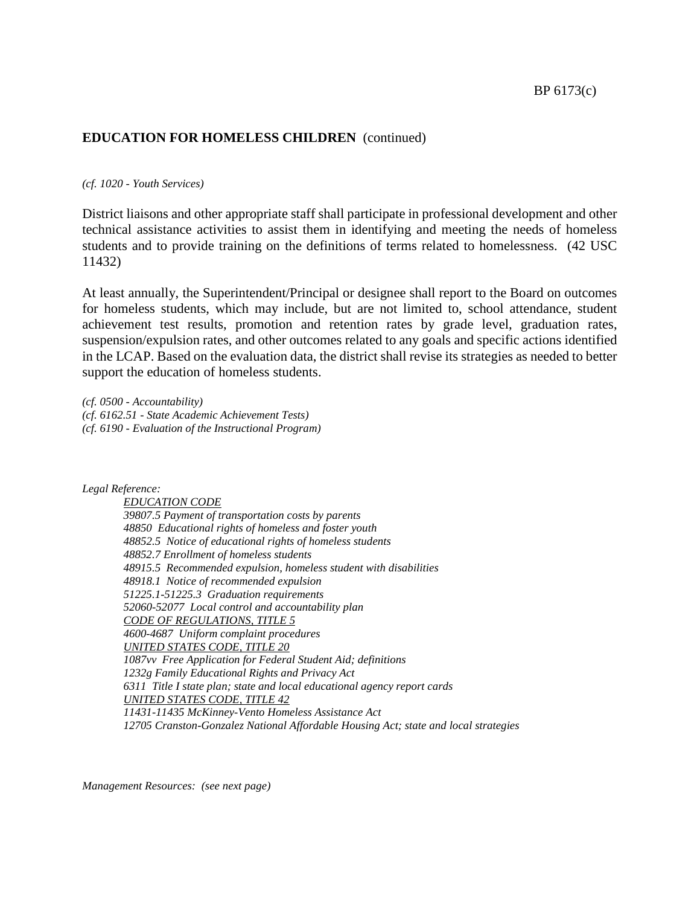**EDUCATION FOR HOMELESS CHILDREN** (continued)

*(cf. 1020 - Youth Services)*

District liaisons and other appropriate staff shall participate in professional development and other technical assistance activities to assist them in identifying and meeting the needs of homeless students and to provide training on the definitions of terms related to homelessness. (42 USC 11432)

At least annually, the Superintendent/Principal or designee shall report to the Board on outcomes for homeless students, which may include, but are not limited to, school attendance, student achievement test results, promotion and retention rates by grade level, graduation rates, suspension/expulsion rates, and other outcomes related to any goals and specific actions identified in the LCAP. Based on the evaluation data, the district shall revise its strategies as needed to better support the education of homeless students.

*(cf. 0500 - Accountability)*
*(cf. 6162.51 - State Academic Achievement Tests)*
*(cf. 6190 - Evaluation of the Instructional Program)*

*Legal Reference:*

*EDUCATION CODE*
*39807.5 Payment of transportation costs by parents*
*48850 Educational rights of homeless and foster youth*
*48852.5 Notice of educational rights of homeless students*
*48852.7 Enrollment of homeless students*
*48915.5 Recommended expulsion, homeless student with disabilities*
*48918.1 Notice of recommended expulsion*
*51225.1-51225.3 Graduation requirements*
*52060-52077 Local control and accountability plan*
*CODE OF REGULATIONS, TITLE 5*
*4600-4687 Uniform complaint procedures*
*UNITED STATES CODE, TITLE 20*
*1087vv Free Application for Federal Student Aid; definitions*
*1232g Family Educational Rights and Privacy Act*
*6311 Title I state plan; state and local educational agency report cards*
*UNITED STATES CODE, TITLE 42*
*11431-11435 McKinney-Vento Homeless Assistance Act*
*12705 Cranston-Gonzalez National Affordable Housing Act; state and local strategies*

*Management Resources: (see next page)*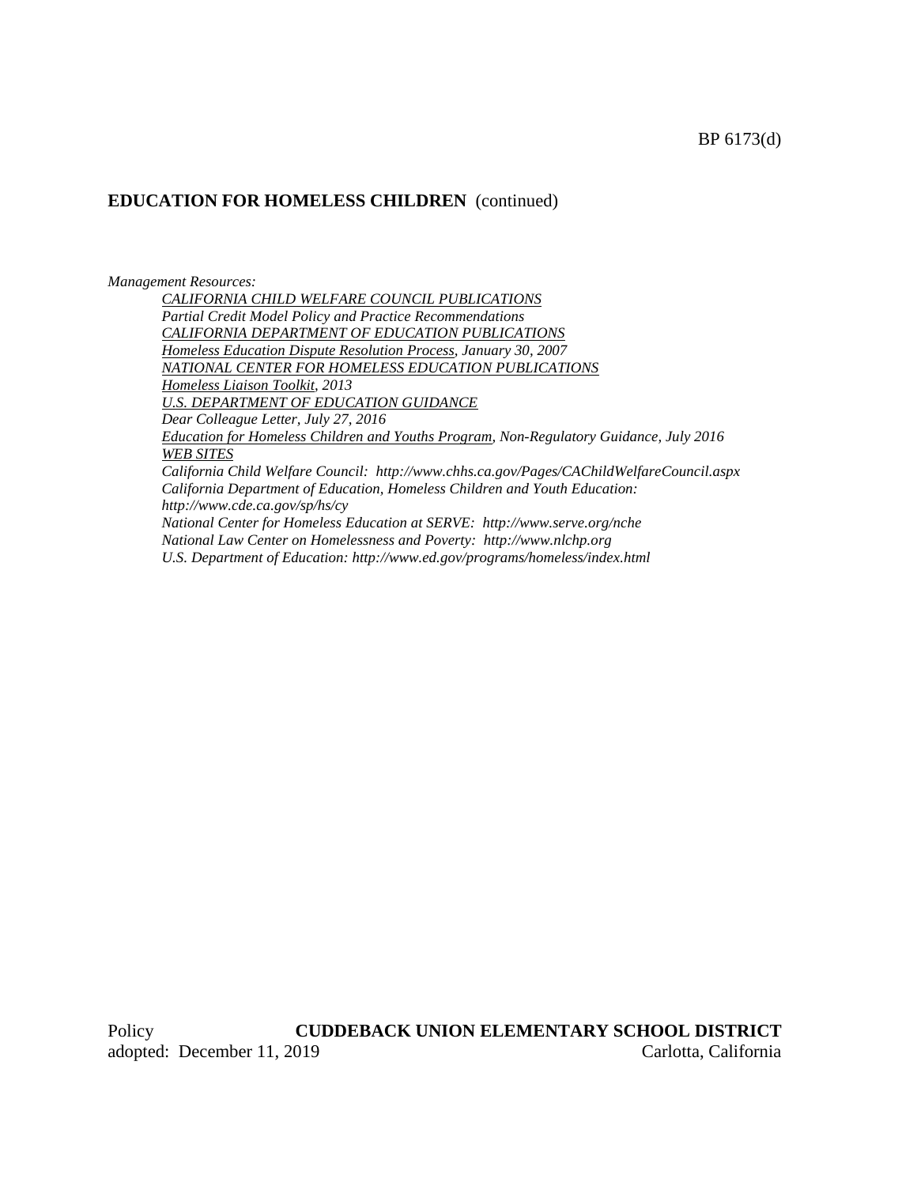**EDUCATION FOR HOMELESS CHILDREN** (continued)

*Management Resources:*

*CALIFORNIA CHILD WELFARE COUNCIL PUBLICATIONS*

*Partial Credit Model Policy and Practice Recommendations*

*CALIFORNIA DEPARTMENT OF EDUCATION PUBLICATIONS*

*Homeless Education Dispute Resolution Process, January 30, 2007*

*NATIONAL CENTER FOR HOMELESS EDUCATION PUBLICATIONS*

*Homeless Liaison Toolkit, 2013*

*U.S. DEPARTMENT OF EDUCATION GUIDANCE*

*Dear Colleague Letter, July 27, 2016*

*Education for Homeless Children and Youths Program, Non-Regulatory Guidance, July 2016*

*WEB SITES*

*California Child Welfare Council: http://www.chhs.ca.gov/Pages/CAChildWelfareCouncil.aspx*

*California Department of Education, Homeless Children and Youth Education: http://www.cde.ca.gov/sp/hs/cy*

*National Center for Homeless Education at SERVE: http://www.serve.org/nche*

*National Law Center on Homelessness and Poverty: http://www.nlchp.org*

*U.S. Department of Education: http://www.ed.gov/programs/homeless/index.html*

Policy adopted: December 11, 2019

**CUDDEBACK UNION ELEMENTARY SCHOOL DISTRICT**
Carlotta, California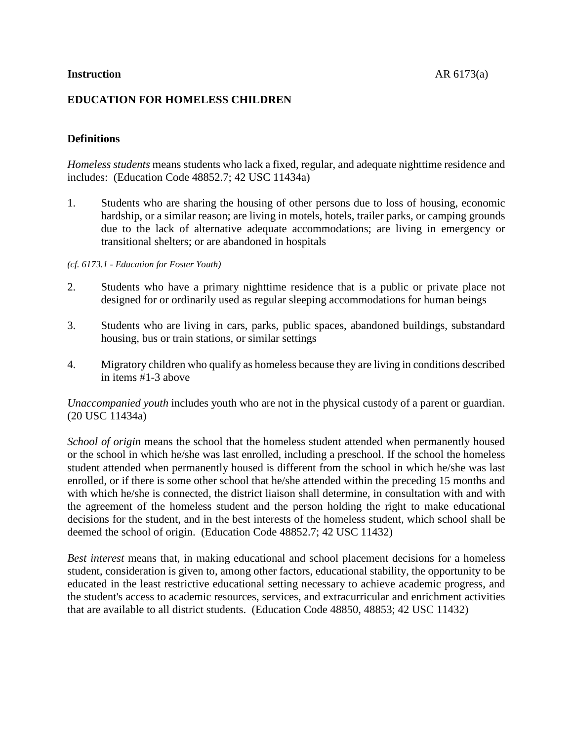**Instruction**

**EDUCATION FOR HOMELESS CHILDREN**

**Definitions**

*Homeless students* means students who lack a fixed, regular, and adequate nighttime residence and includes: (Education Code 48852.7; 42 USC 11434a)

1. Students who are sharing the housing of other persons due to loss of housing, economic hardship, or a similar reason; are living in motels, hotels, trailer parks, or camping grounds due to the lack of alternative adequate accommodations; are living in emergency or transitional shelters; or are abandoned in hospitals

*(cf. 6173.1 - Education for Foster Youth)*

2. Students who have a primary nighttime residence that is a public or private place not designed for or ordinarily used as regular sleeping accommodations for human beings

3. Students who are living in cars, parks, public spaces, abandoned buildings, substandard housing, bus or train stations, or similar settings

4. Migratory children who qualify as homeless because they are living in conditions described in items #1-3 above

*Unaccompanied youth* includes youth who are not in the physical custody of a parent or guardian. (20 USC 11434a)

*School of origin* means the school that the homeless student attended when permanently housed or the school in which he/she was last enrolled, including a preschool. If the school the homeless student attended when permanently housed is different from the school in which he/she was last enrolled, or if there is some other school that he/she attended within the preceding 15 months and with which he/she is connected, the district liaison shall determine, in consultation with and with the agreement of the homeless student and the person holding the right to make educational decisions for the student, and in the best interests of the homeless student, which school shall be deemed the school of origin. (Education Code 48852.7; 42 USC 11432)

*Best interest* means that, in making educational and school placement decisions for a homeless student, consideration is given to, among other factors, educational stability, the opportunity to be educated in the least restrictive educational setting necessary to achieve academic progress, and the student's access to academic resources, services, and extracurricular and enrichment activities that are available to all district students. (Education Code 48850, 48853; 42 USC 11432)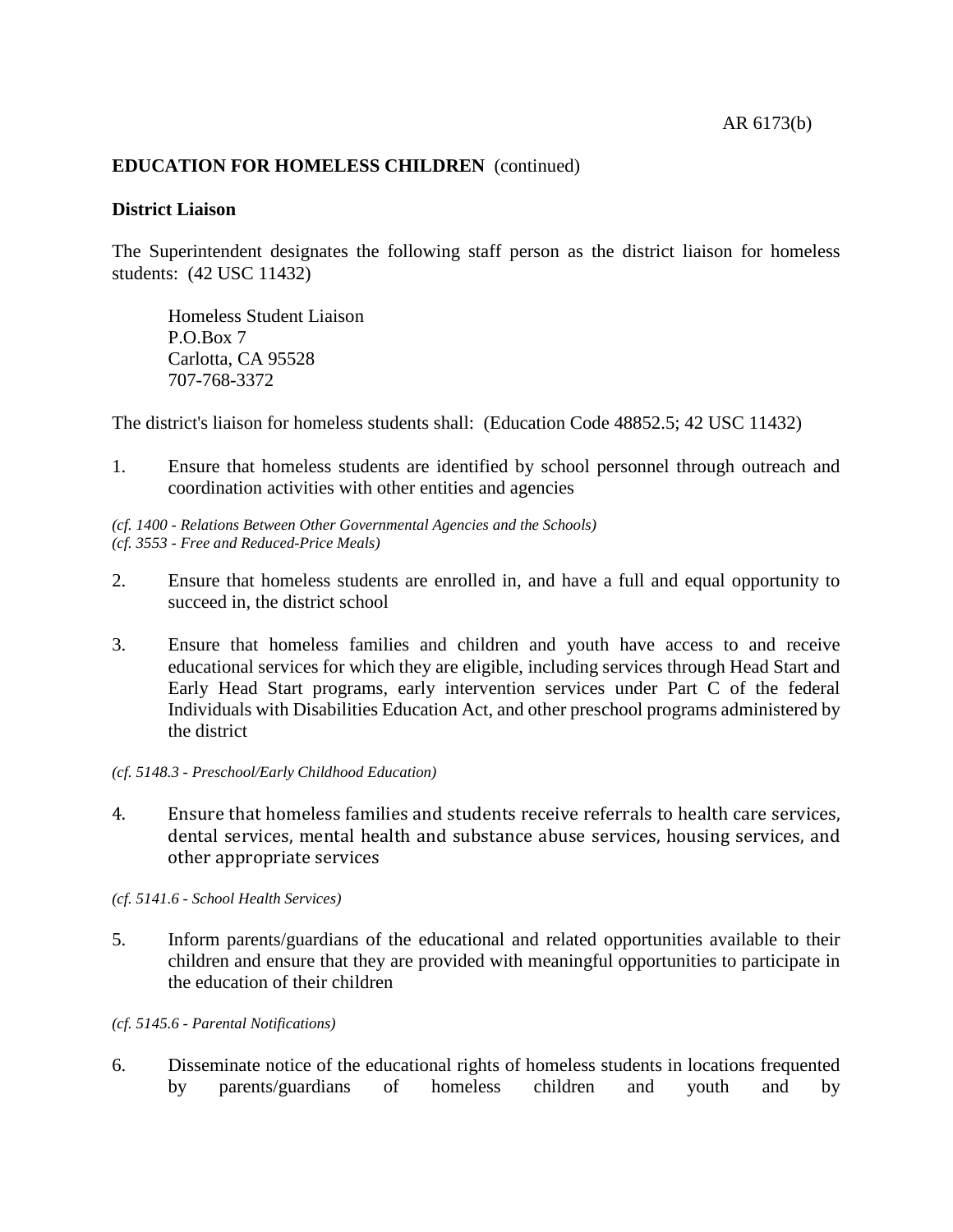**EDUCATION FOR HOMELESS CHILDREN** (continued)

**District Liaison**

The Superintendent designates the following staff person as the district liaison for homeless students: (42 USC 11432)

Homeless Student Liaison
P.O.Box 7
Carlotta, CA 95528
707-768-3372

The district's liaison for homeless students shall: (Education Code 48852.5; 42 USC 11432)

1. Ensure that homeless students are identified by school personnel through outreach and coordination activities with other entities and agencies

*(cf. 1400 - Relations Between Other Governmental Agencies and the Schools)*
*(cf. 3553 - Free and Reduced-Price Meals)*

2. Ensure that homeless students are enrolled in, and have a full and equal opportunity to succeed in, the district school

3. Ensure that homeless families and children and youth have access to and receive educational services for which they are eligible, including services through Head Start and Early Head Start programs, early intervention services under Part C of the federal Individuals with Disabilities Education Act, and other preschool programs administered by the district

*(cf. 5148.3 - Preschool/Early Childhood Education)*

4. Ensure that homeless families and students receive referrals to health care services, dental services, mental health and substance abuse services, housing services, and other appropriate services

*(cf. 5141.6 - School Health Services)*

5. Inform parents/guardians of the educational and related opportunities available to their children and ensure that they are provided with meaningful opportunities to participate in the education of their children

*(cf. 5145.6 - Parental Notifications)*

6. Disseminate notice of the educational rights of homeless students in locations frequented by parents/guardians of homeless children and youth and by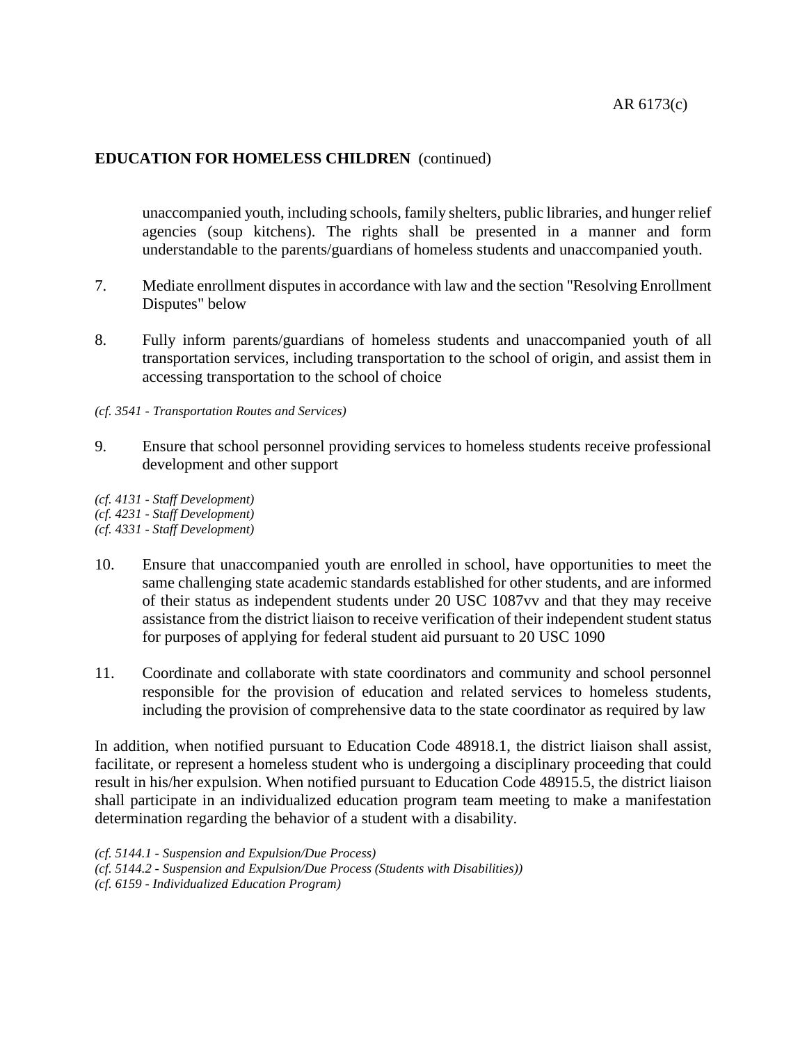**EDUCATION FOR HOMELESS CHILDREN** (continued)

unaccompanied youth, including schools, family shelters, public libraries, and hunger relief agencies (soup kitchens). The rights shall be presented in a manner and form understandable to the parents/guardians of homeless students and unaccompanied youth.

7. Mediate enrollment disputes in accordance with law and the section "Resolving Enrollment Disputes" below

8. Fully inform parents/guardians of homeless students and unaccompanied youth of all transportation services, including transportation to the school of origin, and assist them in accessing transportation to the school of choice

*(cf. 3541 - Transportation Routes and Services)*

9. Ensure that school personnel providing services to homeless students receive professional development and other support

*(cf. 4131 - Staff Development)*
*(cf. 4231 - Staff Development)*
*(cf. 4331 - Staff Development)*

10. Ensure that unaccompanied youth are enrolled in school, have opportunities to meet the same challenging state academic standards established for other students, and are informed of their status as independent students under 20 USC 1087vv and that they may receive assistance from the district liaison to receive verification of their independent student status for purposes of applying for federal student aid pursuant to 20 USC 1090

11. Coordinate and collaborate with state coordinators and community and school personnel responsible for the provision of education and related services to homeless students, including the provision of comprehensive data to the state coordinator as required by law

In addition, when notified pursuant to Education Code 48918.1, the district liaison shall assist, facilitate, or represent a homeless student who is undergoing a disciplinary proceeding that could result in his/her expulsion. When notified pursuant to Education Code 48915.5, the district liaison shall participate in an individualized education program team meeting to make a manifestation determination regarding the behavior of a student with a disability.

*(cf. 5144.1 - Suspension and Expulsion/Due Process)*
*(cf. 5144.2 - Suspension and Expulsion/Due Process (Students with Disabilities))*
*(cf. 6159 - Individualized Education Program)*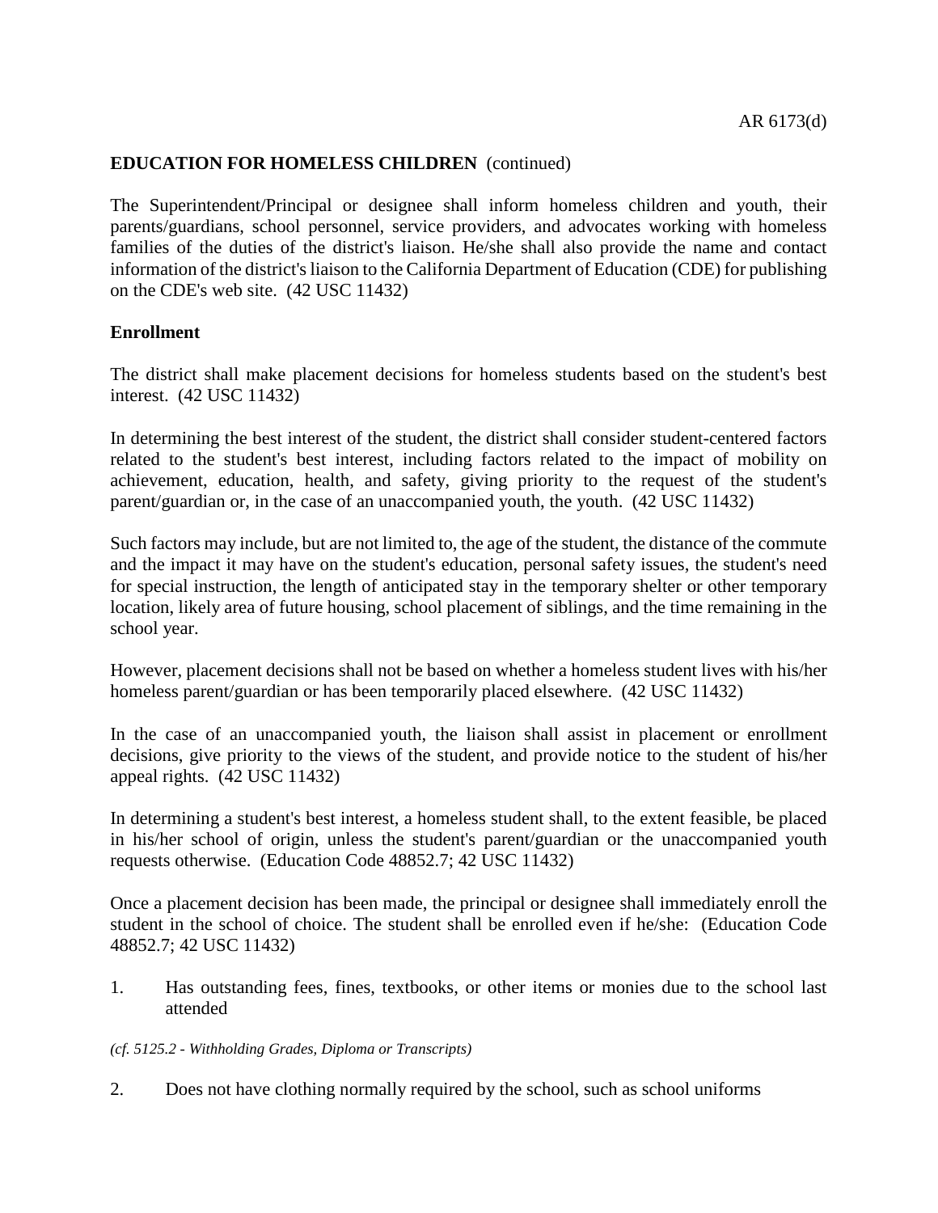**EDUCATION FOR HOMELESS CHILDREN** (continued)

The Superintendent/Principal or designee shall inform homeless children and youth, their parents/guardians, school personnel, service providers, and advocates working with homeless families of the duties of the district's liaison. He/she shall also provide the name and contact information of the district's liaison to the California Department of Education (CDE) for publishing on the CDE's web site. (42 USC 11432)

**Enrollment**

The district shall make placement decisions for homeless students based on the student's best interest. (42 USC 11432)

In determining the best interest of the student, the district shall consider student-centered factors related to the student's best interest, including factors related to the impact of mobility on achievement, education, health, and safety, giving priority to the request of the student's parent/guardian or, in the case of an unaccompanied youth, the youth. (42 USC 11432)

Such factors may include, but are not limited to, the age of the student, the distance of the commute and the impact it may have on the student's education, personal safety issues, the student's need for special instruction, the length of anticipated stay in the temporary shelter or other temporary location, likely area of future housing, school placement of siblings, and the time remaining in the school year.

However, placement decisions shall not be based on whether a homeless student lives with his/her homeless parent/guardian or has been temporarily placed elsewhere. (42 USC 11432)

In the case of an unaccompanied youth, the liaison shall assist in placement or enrollment decisions, give priority to the views of the student, and provide notice to the student of his/her appeal rights. (42 USC 11432)

In determining a student's best interest, a homeless student shall, to the extent feasible, be placed in his/her school of origin, unless the student's parent/guardian or the unaccompanied youth requests otherwise. (Education Code 48852.7; 42 USC 11432)

Once a placement decision has been made, the principal or designee shall immediately enroll the student in the school of choice. The student shall be enrolled even if he/she: (Education Code 48852.7; 42 USC 11432)

1. Has outstanding fees, fines, textbooks, or other items or monies due to the school last attended

*(cf. 5125.2 - Withholding Grades, Diploma or Transcripts)*

2. Does not have clothing normally required by the school, such as school uniforms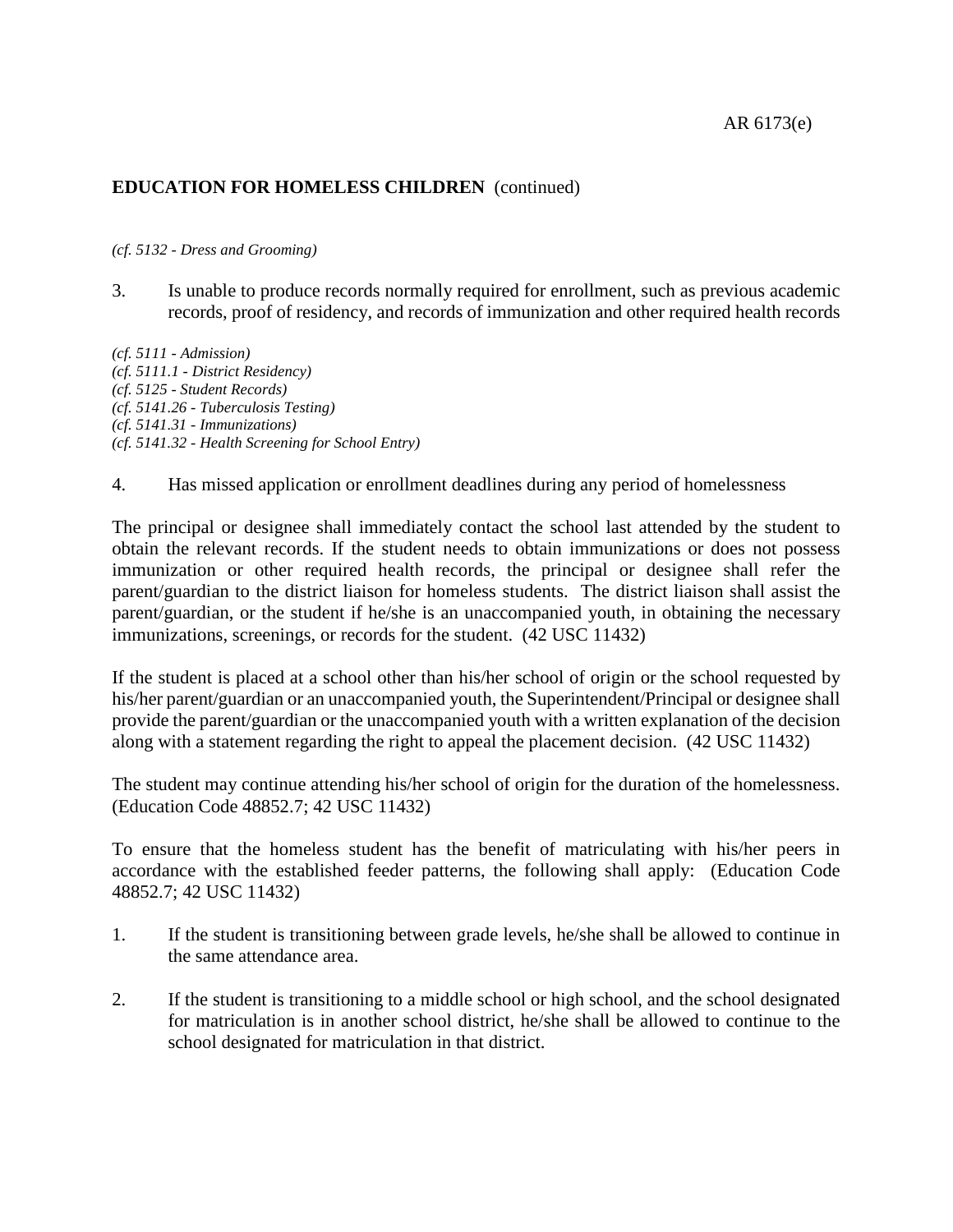**EDUCATION FOR HOMELESS CHILDREN** (continued)

*(cf. 5132 - Dress and Grooming)*

3. Is unable to produce records normally required for enrollment, such as previous academic records, proof of residency, and records of immunization and other required health records

*(cf. 5111 - Admission)*
*(cf. 5111.1 - District Residency)*
*(cf. 5125 - Student Records)*
*(cf. 5141.26 - Tuberculosis Testing)*
*(cf. 5141.31 - Immunizations)*
*(cf. 5141.32 - Health Screening for School Entry)*

4. Has missed application or enrollment deadlines during any period of homelessness

The principal or designee shall immediately contact the school last attended by the student to obtain the relevant records. If the student needs to obtain immunizations or does not possess immunization or other required health records, the principal or designee shall refer the parent/guardian to the district liaison for homeless students. The district liaison shall assist the parent/guardian, or the student if he/she is an unaccompanied youth, in obtaining the necessary immunizations, screenings, or records for the student. (42 USC 11432)

If the student is placed at a school other than his/her school of origin or the school requested by his/her parent/guardian or an unaccompanied youth, the Superintendent/Principal or designee shall provide the parent/guardian or the unaccompanied youth with a written explanation of the decision along with a statement regarding the right to appeal the placement decision. (42 USC 11432)

The student may continue attending his/her school of origin for the duration of the homelessness. (Education Code 48852.7; 42 USC 11432)

To ensure that the homeless student has the benefit of matriculating with his/her peers in accordance with the established feeder patterns, the following shall apply: (Education Code 48852.7; 42 USC 11432)

1. If the student is transitioning between grade levels, he/she shall be allowed to continue in the same attendance area.

2. If the student is transitioning to a middle school or high school, and the school designated for matriculation is in another school district, he/she shall be allowed to continue to the school designated for matriculation in that district.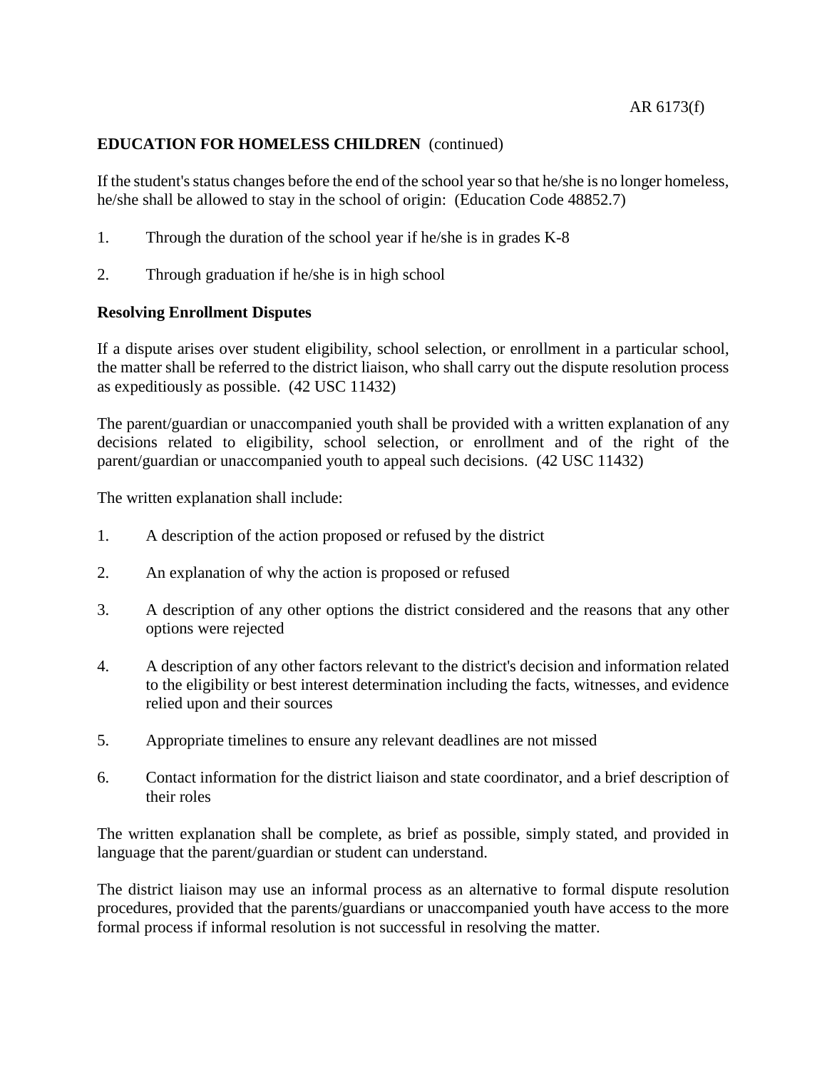If the student's status changes before the end of the school year so that he/she is no longer homeless, he/she shall be allowed to stay in the school of origin: (Education Code 48852.7)

1. Through the duration of the school year if he/she is in grades K-8
2. Through graduation if he/she is in high school

**Resolving Enrollment Disputes**

If a dispute arises over student eligibility, school selection, or enrollment in a particular school, the matter shall be referred to the district liaison, who shall carry out the dispute resolution process as expeditiously as possible. (42 USC 11432)

The parent/guardian or unaccompanied youth shall be provided with a written explanation of any decisions related to eligibility, school selection, or enrollment and of the right of the parent/guardian or unaccompanied youth to appeal such decisions. (42 USC 11432)

The written explanation shall include:

1. A description of the action proposed or refused by the district
2. An explanation of why the action is proposed or refused
3. A description of any other options the district considered and the reasons that any other options were rejected
4. A description of any other factors relevant to the district's decision and information related to the eligibility or best interest determination including the facts, witnesses, and evidence relied upon and their sources
5. Appropriate timelines to ensure any relevant deadlines are not missed
6. Contact information for the district liaison and state coordinator, and a brief description of their roles

The written explanation shall be complete, as brief as possible, simply stated, and provided in language that the parent/guardian or student can understand.

The district liaison may use an informal process as an alternative to formal dispute resolution procedures, provided that the parents/guardians or unaccompanied youth have access to the more formal process if informal resolution is not successful in resolving the matter.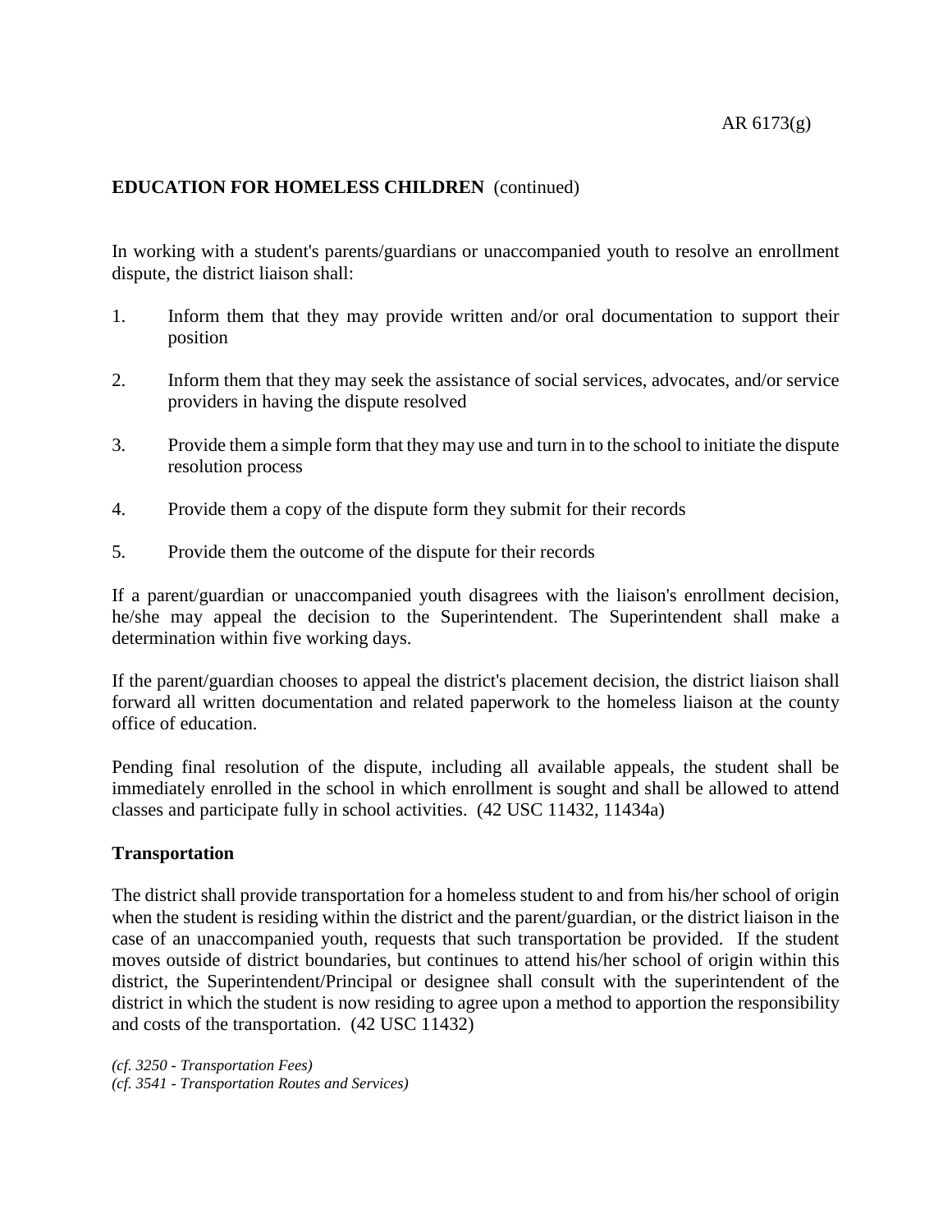## EDUCATION FOR HOMELESS CHILDREN (continued)

In working with a student's parents/guardians or unaccompanied youth to resolve an enrollment dispute, the district liaison shall:

1. Inform them that they may provide written and/or oral documentation to support their position
2. Inform them that they may seek the assistance of social services, advocates, and/or service providers in having the dispute resolved
3. Provide them a simple form that they may use and turn in to the school to initiate the dispute resolution process
4. Provide them a copy of the dispute form they submit for their records
5. Provide them the outcome of the dispute for their records

If a parent/guardian or unaccompanied youth disagrees with the liaison's enrollment decision, he/she may appeal the decision to the Superintendent. The Superintendent shall make a determination within five working days.

If the parent/guardian chooses to appeal the district's placement decision, the district liaison shall forward all written documentation and related paperwork to the homeless liaison at the county office of education.

Pending final resolution of the dispute, including all available appeals, the student shall be immediately enrolled in the school in which enrollment is sought and shall be allowed to attend classes and participate fully in school activities. (42 USC 11432, 11434a)

### Transportation

The district shall provide transportation for a homeless student to and from his/her school of origin when the student is residing within the district and the parent/guardian, or the district liaison in the case of an unaccompanied youth, requests that such transportation be provided. If the student moves outside of district boundaries, but continues to attend his/her school of origin within this district, the Superintendent/Principal or designee shall consult with the superintendent of the district in which the student is now residing to agree upon a method to apportion the responsibility and costs of the transportation. (42 USC 11432)

*(cf. 3250 - Transportation Fees)*
*(cf. 3541 - Transportation Routes and Services)*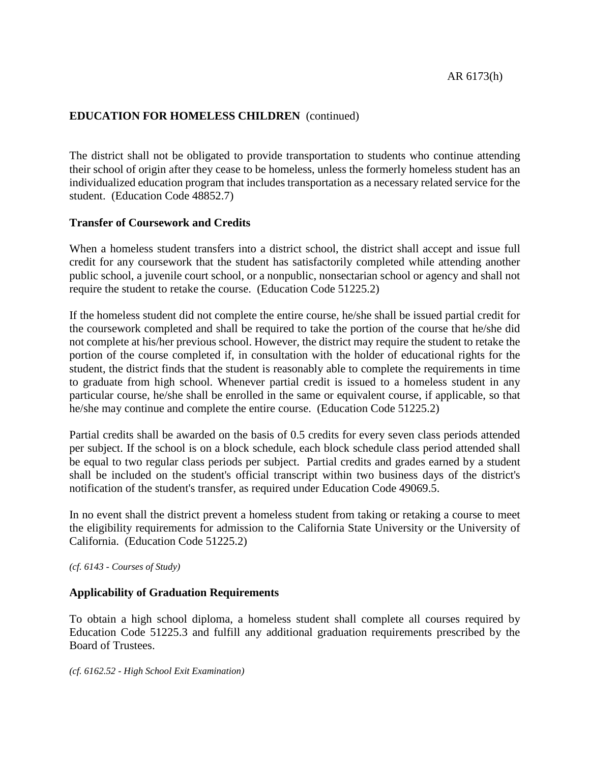The district shall not be obligated to provide transportation to students who continue attending their school of origin after they cease to be homeless, unless the formerly homeless student has an individualized education program that includes transportation as a necessary related service for the student. (Education Code 48852.7)

**Transfer of Coursework and Credits**

When a homeless student transfers into a district school, the district shall accept and issue full credit for any coursework that the student has satisfactorily completed while attending another public school, a juvenile court school, or a nonpublic, nonsectarian school or agency and shall not require the student to retake the course. (Education Code 51225.2)

If the homeless student did not complete the entire course, he/she shall be issued partial credit for the coursework completed and shall be required to take the portion of the course that he/she did not complete at his/her previous school. However, the district may require the student to retake the portion of the course completed if, in consultation with the holder of educational rights for the student, the district finds that the student is reasonably able to complete the requirements in time to graduate from high school. Whenever partial credit is issued to a homeless student in any particular course, he/she shall be enrolled in the same or equivalent course, if applicable, so that he/she may continue and complete the entire course. (Education Code 51225.2)

Partial credits shall be awarded on the basis of 0.5 credits for every seven class periods attended per subject. If the school is on a block schedule, each block schedule class period attended shall be equal to two regular class periods per subject. Partial credits and grades earned by a student shall be included on the student's official transcript within two business days of the district's notification of the student's transfer, as required under Education Code 49069.5.

In no event shall the district prevent a homeless student from taking or retaking a course to meet the eligibility requirements for admission to the California State University or the University of California. (Education Code 51225.2)

*(cf. 6143 - Courses of Study)*

**Applicability of Graduation Requirements**

To obtain a high school diploma, a homeless student shall complete all courses required by Education Code 51225.3 and fulfill any additional graduation requirements prescribed by the Board of Trustees.

*(cf. 6162.52 - High School Exit Examination)*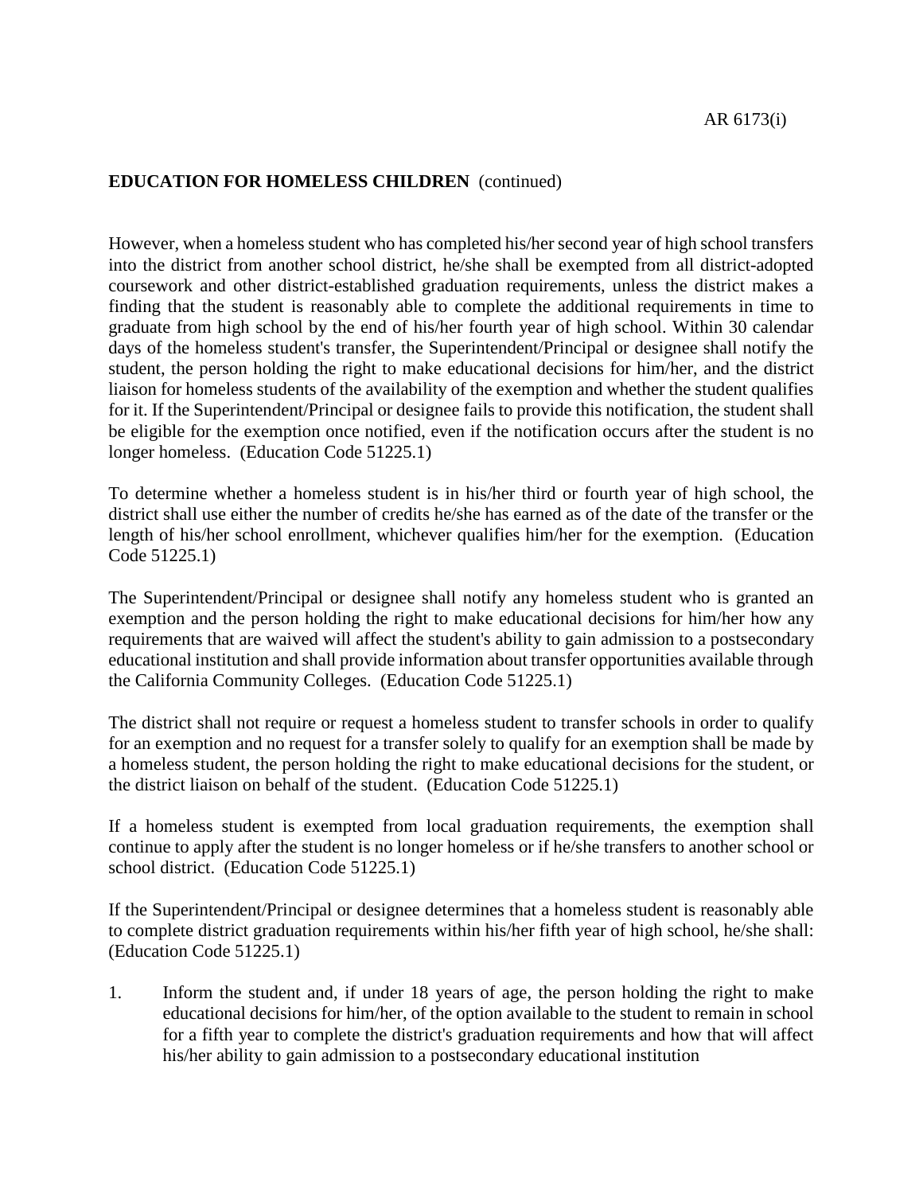**EDUCATION FOR HOMELESS CHILDREN** (continued)

However, when a homeless student who has completed his/her second year of high school transfers into the district from another school district, he/she shall be exempted from all district-adopted coursework and other district-established graduation requirements, unless the district makes a finding that the student is reasonably able to complete the additional requirements in time to graduate from high school by the end of his/her fourth year of high school. Within 30 calendar days of the homeless student's transfer, the Superintendent/Principal or designee shall notify the student, the person holding the right to make educational decisions for him/her, and the district liaison for homeless students of the availability of the exemption and whether the student qualifies for it. If the Superintendent/Principal or designee fails to provide this notification, the student shall be eligible for the exemption once notified, even if the notification occurs after the student is no longer homeless. (Education Code 51225.1)

To determine whether a homeless student is in his/her third or fourth year of high school, the district shall use either the number of credits he/she has earned as of the date of the transfer or the length of his/her school enrollment, whichever qualifies him/her for the exemption. (Education Code 51225.1)

The Superintendent/Principal or designee shall notify any homeless student who is granted an exemption and the person holding the right to make educational decisions for him/her how any requirements that are waived will affect the student's ability to gain admission to a postsecondary educational institution and shall provide information about transfer opportunities available through the California Community Colleges. (Education Code 51225.1)

The district shall not require or request a homeless student to transfer schools in order to qualify for an exemption and no request for a transfer solely to qualify for an exemption shall be made by a homeless student, the person holding the right to make educational decisions for the student, or the district liaison on behalf of the student. (Education Code 51225.1)

If a homeless student is exempted from local graduation requirements, the exemption shall continue to apply after the student is no longer homeless or if he/she transfers to another school or school district. (Education Code 51225.1)

If the Superintendent/Principal or designee determines that a homeless student is reasonably able to complete district graduation requirements within his/her fifth year of high school, he/she shall: (Education Code 51225.1)

1. Inform the student and, if under 18 years of age, the person holding the right to make educational decisions for him/her, of the option available to the student to remain in school for a fifth year to complete the district's graduation requirements and how that will affect his/her ability to gain admission to a postsecondary educational institution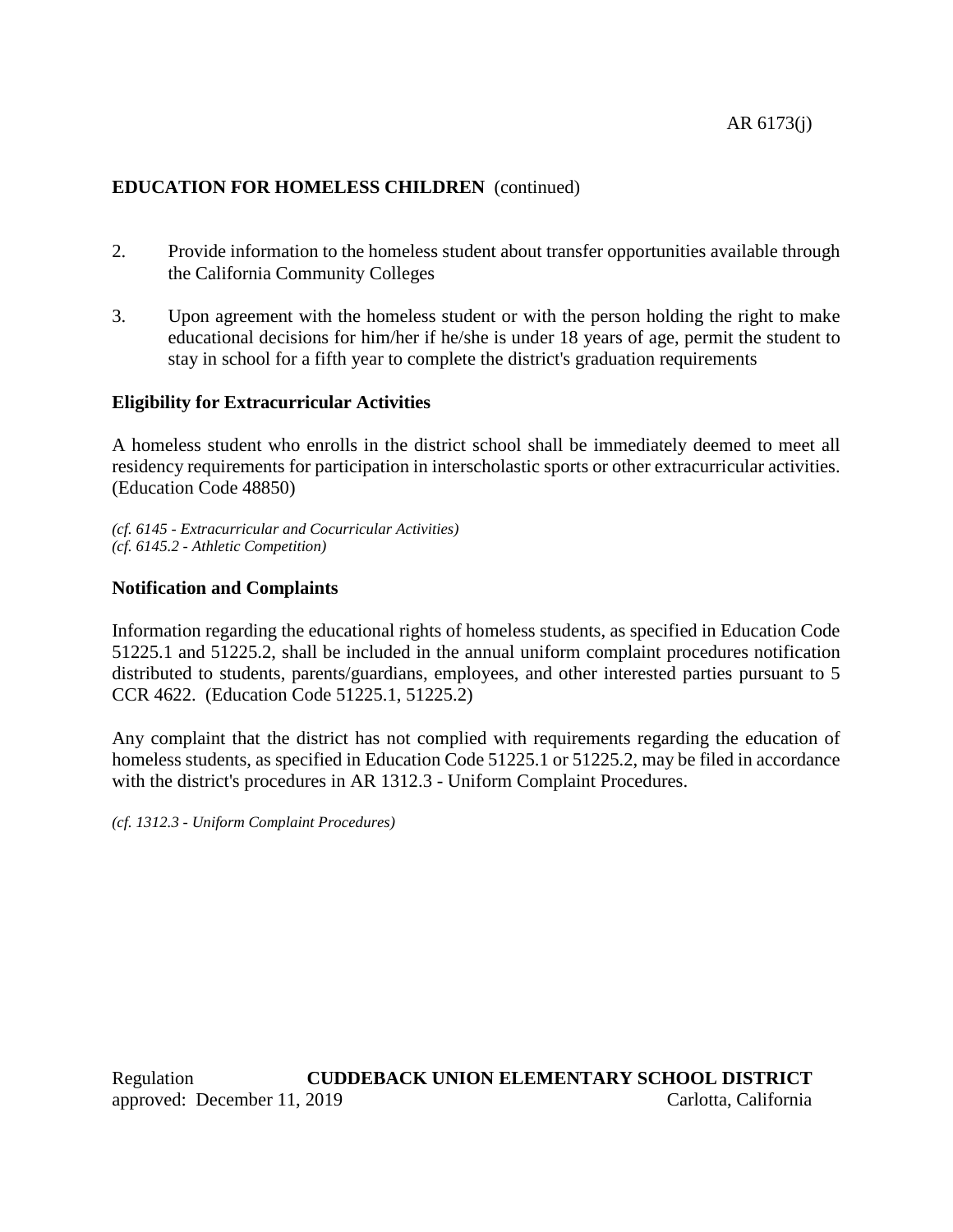**EDUCATION FOR HOMELESS CHILDREN** (continued)

2. Provide information to the homeless student about transfer opportunities available through the California Community Colleges

3. Upon agreement with the homeless student or with the person holding the right to make educational decisions for him/her if he/she is under 18 years of age, permit the student to stay in school for a fifth year to complete the district's graduation requirements

**Eligibility for Extracurricular Activities**

A homeless student who enrolls in the district school shall be immediately deemed to meet all residency requirements for participation in interscholastic sports or other extracurricular activities. (Education Code 48850)

*(cf. 6145 - Extracurricular and Cocurricular Activities)*
*(cf. 6145.2 - Athletic Competition)*

**Notification and Complaints**

Information regarding the educational rights of homeless students, as specified in Education Code 51225.1 and 51225.2, shall be included in the annual uniform complaint procedures notification distributed to students, parents/guardians, employees, and other interested parties pursuant to 5 CCR 4622. (Education Code 51225.1, 51225.2)

Any complaint that the district has not complied with requirements regarding the education of homeless students, as specified in Education Code 51225.1 or 51225.2, may be filed in accordance with the district's procedures in AR 1312.3 - Uniform Complaint Procedures.

*(cf. 1312.3 - Uniform Complaint Procedures)*

Regulation **CUDDEBACK UNION ELEMENTARY SCHOOL DISTRICT**
approved: December 11, 2019 Carlotta, California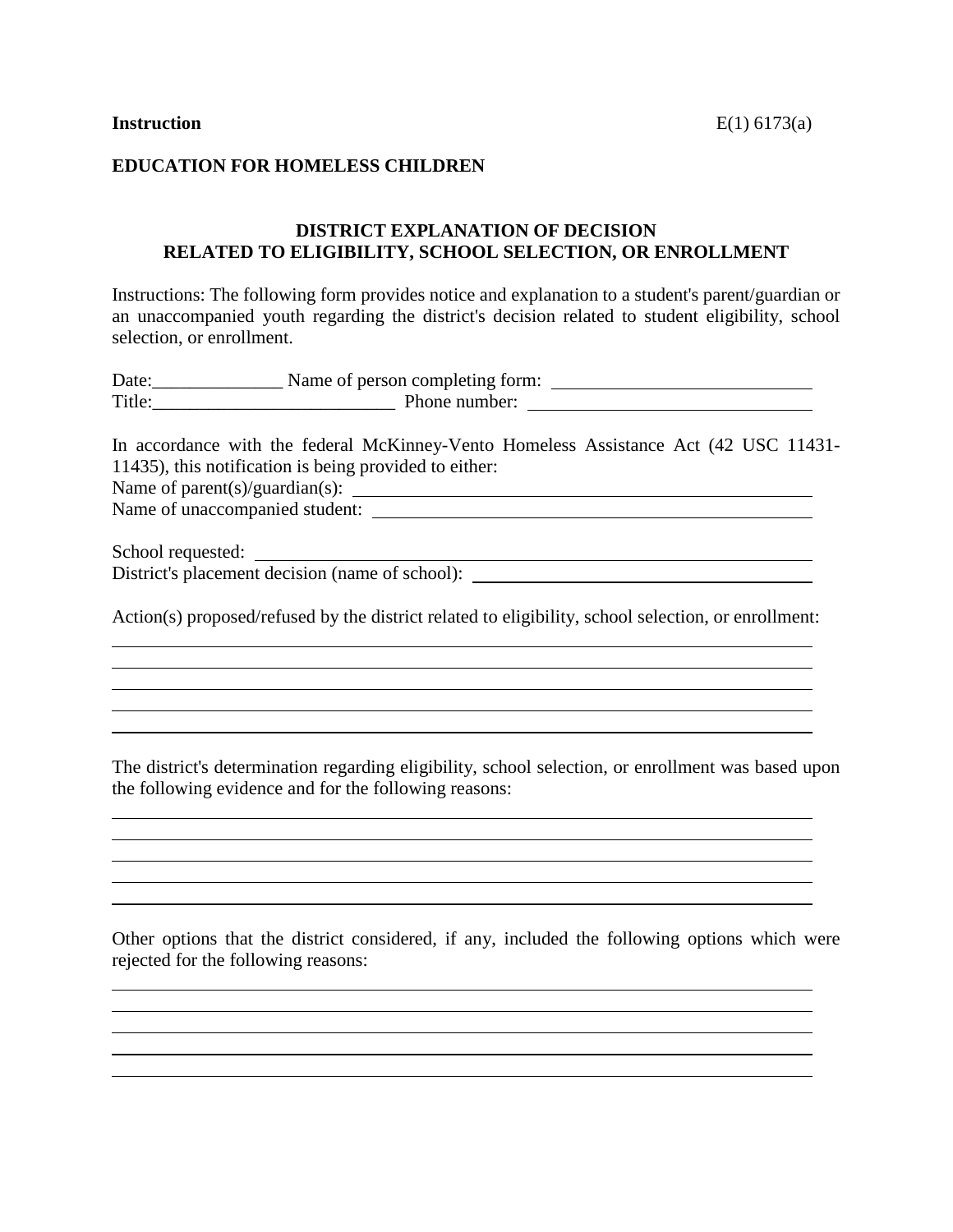**Instruction** E(1) 6173(a)

**EDUCATION FOR HOMELESS CHILDREN**

## DISTRICT EXPLANATION OF DECISION RELATED TO ELIGIBILITY, SCHOOL SELECTION, OR ENROLLMENT

Instructions: The following form provides notice and explanation to a student's parent/guardian or an unaccompanied youth regarding the district's decision related to student eligibility, school selection, or enrollment.

Date:______________ Name of person completing form: ____________________________
Title:__________________________ Phone number: ______________________________

In accordance with the federal McKinney-Vento Homeless Assistance Act (42 USC 11431-11435), this notification is being provided to either:
Name of parent(s)/guardian(s): ____________________________________________________
Name of unaccompanied student: __________________________________________________

School requested: _______________________________________________________________
District's placement decision (name of school): _____________________________________

Action(s) proposed/refused by the district related to eligibility, school selection, or enrollment:
______________________________________________________________________________
______________________________________________________________________________
______________________________________________________________________________
______________________________________________________________________________
______________________________________________________________________________

The district's determination regarding eligibility, school selection, or enrollment was based upon the following evidence and for the following reasons:
______________________________________________________________________________
______________________________________________________________________________
______________________________________________________________________________
______________________________________________________________________________
______________________________________________________________________________

Other options that the district considered, if any, included the following options which were rejected for the following reasons:
______________________________________________________________________________
______________________________________________________________________________
______________________________________________________________________________
______________________________________________________________________________
______________________________________________________________________________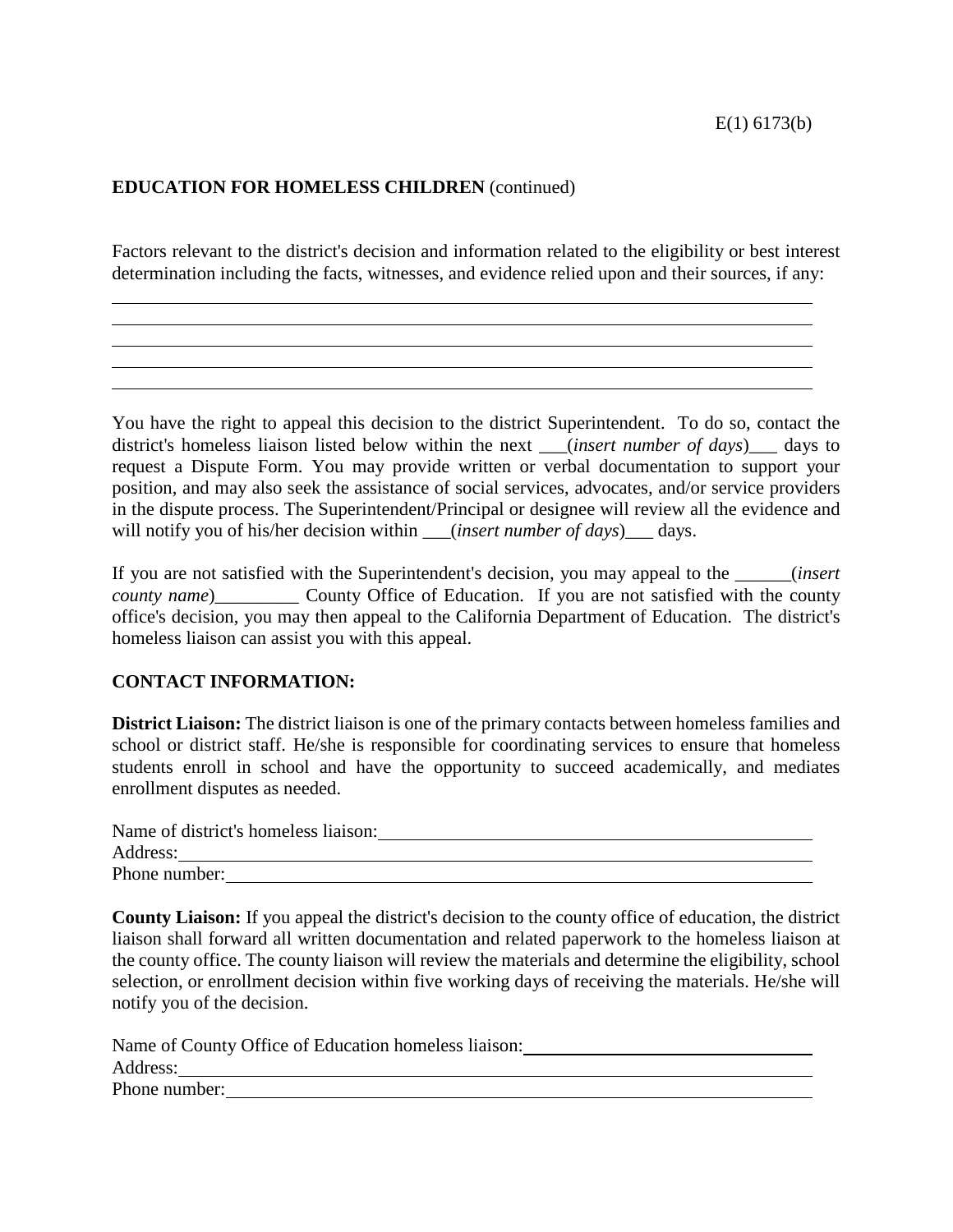E(1) 6173(b)

**EDUCATION FOR HOMELESS CHILDREN** (continued)

Factors relevant to the district's decision and information related to the eligibility or best interest determination including the facts, witnesses, and evidence relied upon and their sources, if any:

\_\_\_\_\_\_\_\_\_\_\_\_\_\_\_\_\_\_\_\_\_\_\_\_\_\_\_\_\_\_\_\_\_\_\_\_\_\_\_\_\_\_\_\_\_\_\_\_\_\_\_\_\_\_\_\_\_\_\_\_\_\_\_\_\_\_\_\_\_\_\_\_
\_\_\_\_\_\_\_\_\_\_\_\_\_\_\_\_\_\_\_\_\_\_\_\_\_\_\_\_\_\_\_\_\_\_\_\_\_\_\_\_\_\_\_\_\_\_\_\_\_\_\_\_\_\_\_\_\_\_\_\_\_\_\_\_\_\_\_\_\_\_\_\_
\_\_\_\_\_\_\_\_\_\_\_\_\_\_\_\_\_\_\_\_\_\_\_\_\_\_\_\_\_\_\_\_\_\_\_\_\_\_\_\_\_\_\_\_\_\_\_\_\_\_\_\_\_\_\_\_\_\_\_\_\_\_\_\_\_\_\_\_\_\_\_\_
\_\_\_\_\_\_\_\_\_\_\_\_\_\_\_\_\_\_\_\_\_\_\_\_\_\_\_\_\_\_\_\_\_\_\_\_\_\_\_\_\_\_\_\_\_\_\_\_\_\_\_\_\_\_\_\_\_\_\_\_\_\_\_\_\_\_\_\_\_\_\_\_
\_\_\_\_\_\_\_\_\_\_\_\_\_\_\_\_\_\_\_\_\_\_\_\_\_\_\_\_\_\_\_\_\_\_\_\_\_\_\_\_\_\_\_\_\_\_\_\_\_\_\_\_\_\_\_\_\_\_\_\_\_\_\_\_\_\_\_\_\_\_\_\_

You have the right to appeal this decision to the district Superintendent. To do so, contact the district's homeless liaison listed below within the next \_\_\_(*insert number of days*)\_\_\_ days to request a Dispute Form. You may provide written or verbal documentation to support your position, and may also seek the assistance of social services, advocates, and/or service providers in the dispute process. The Superintendent/Principal or designee will review all the evidence and will notify you of his/her decision within \_\_\_(*insert number of days*)\_\_\_ days.

If you are not satisfied with the Superintendent's decision, you may appeal to the \_\_\_\_\_\_(*insert county name*)\_\_\_\_\_\_\_\_\_ County Office of Education. If you are not satisfied with the county office's decision, you may then appeal to the California Department of Education. The district's homeless liaison can assist you with this appeal.

**CONTACT INFORMATION:**

**District Liaison:** The district liaison is one of the primary contacts between homeless families and school or district staff. He/she is responsible for coordinating services to ensure that homeless students enroll in school and have the opportunity to succeed academically, and mediates enrollment disputes as needed.

Name of district's homeless liaison: \_\_\_\_\_\_\_\_\_\_\_\_\_\_\_\_\_\_\_\_\_\_\_\_\_\_\_\_\_\_\_\_\_\_\_\_\_\_\_\_
Address: \_\_\_\_\_\_\_\_\_\_\_\_\_\_\_\_\_\_\_\_\_\_\_\_\_\_\_\_\_\_\_\_\_\_\_\_\_\_\_\_\_\_\_\_\_\_\_\_\_\_\_\_\_\_\_\_\_\_\_\_\_\_
Phone number: \_\_\_\_\_\_\_\_\_\_\_\_\_\_\_\_\_\_\_\_\_\_\_\_\_\_\_\_\_\_\_\_\_\_\_\_\_\_\_\_\_\_\_\_\_\_\_\_\_\_\_\_\_\_\_\_\_\_

**County Liaison:** If you appeal the district's decision to the county office of education, the district liaison shall forward all written documentation and related paperwork to the homeless liaison at the county office. The county liaison will review the materials and determine the eligibility, school selection, or enrollment decision within five working days of receiving the materials. He/she will notify you of the decision.

Name of County Office of Education homeless liaison: \_\_\_\_\_\_\_\_\_\_\_\_\_\_\_\_\_\_\_\_\_\_\_\_\_\_\_\_
Address: \_\_\_\_\_\_\_\_\_\_\_\_\_\_\_\_\_\_\_\_\_\_\_\_\_\_\_\_\_\_\_\_\_\_\_\_\_\_\_\_\_\_\_\_\_\_\_\_\_\_\_\_\_\_\_\_\_\_\_\_\_\_
Phone number: \_\_\_\_\_\_\_\_\_\_\_\_\_\_\_\_\_\_\_\_\_\_\_\_\_\_\_\_\_\_\_\_\_\_\_\_\_\_\_\_\_\_\_\_\_\_\_\_\_\_\_\_\_\_\_\_\_\_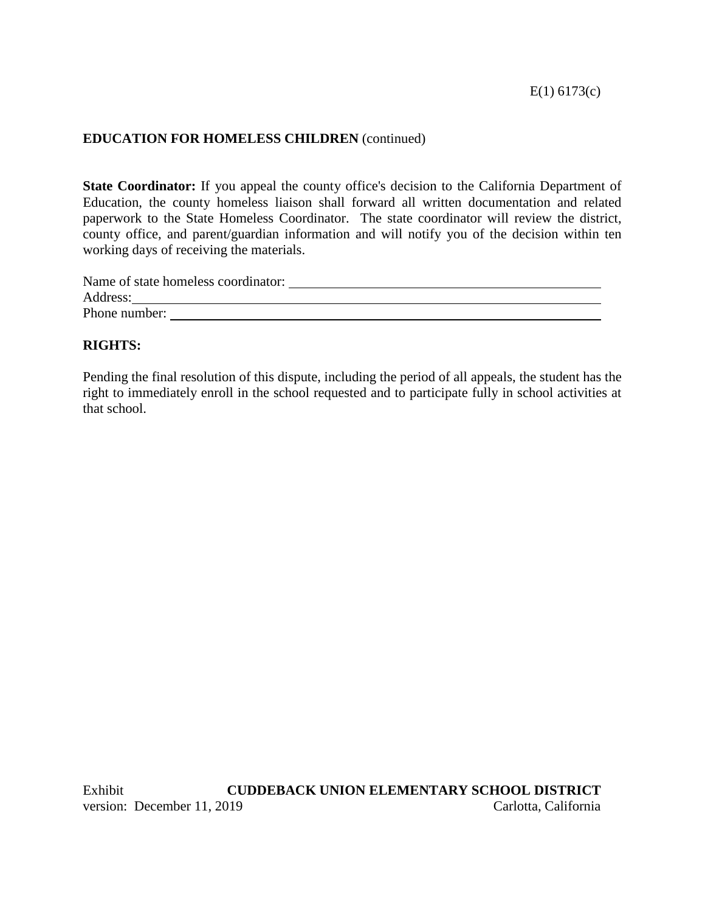**EDUCATION FOR HOMELESS CHILDREN** (continued)

**State Coordinator:** If you appeal the county office's decision to the California Department of Education, the county homeless liaison shall forward all written documentation and related paperwork to the State Homeless Coordinator. The state coordinator will review the district, county office, and parent/guardian information and will notify you of the decision within ten working days of receiving the materials.

Name of state homeless coordinator: ______________________________________
Address: ______________________________________________________________
Phone number: _________________________________________________________

**RIGHTS:**

Pending the final resolution of this dispute, including the period of all appeals, the student has the right to immediately enroll in the school requested and to participate fully in school activities at that school.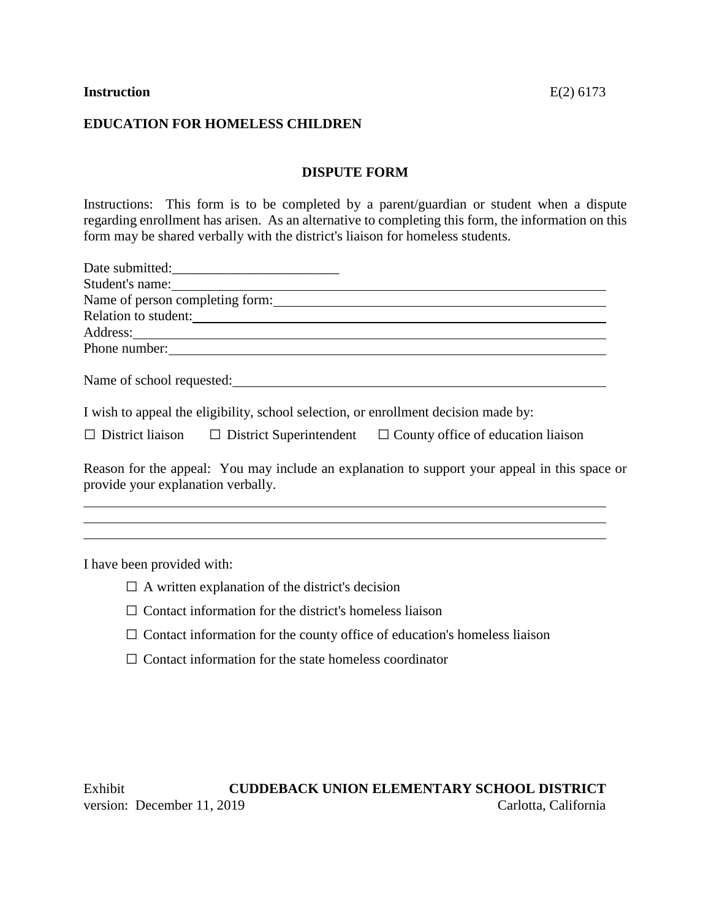**Instruction** E(2) 6173

**EDUCATION FOR HOMELESS CHILDREN**

**DISPUTE FORM**

Instructions: This form is to be completed by a parent/guardian or student when a dispute regarding enrollment has arisen. As an alternative to completing this form, the information on this form may be shared verbally with the district's liaison for homeless students.

Date submitted:________________________

Student's name:____________________________________________

Name of person completing form:____________________________

Relation to student:________________________________________

Address:___________________________________________________

Phone number:______________________________________________

Name of school requested:___________________________________

I wish to appeal the eligibility, school selection, or enrollment decision made by:

☐ District liaison ☐ District Superintendent ☐ County office of education liaison

Reason for the appeal: You may include an explanation to support your appeal in this space or provide your explanation verbally.

___________________________________________________________

___________________________________________________________

___________________________________________________________

I have been provided with:

☐ A written explanation of the district's decision

☐ Contact information for the district's homeless liaison

☐ Contact information for the county office of education's homeless liaison

☐ Contact information for the state homeless coordinator

Exhibit **CUDDEBACK UNION ELEMENTARY SCHOOL DISTRICT**
version: December 11, 2019 Carlotta, California